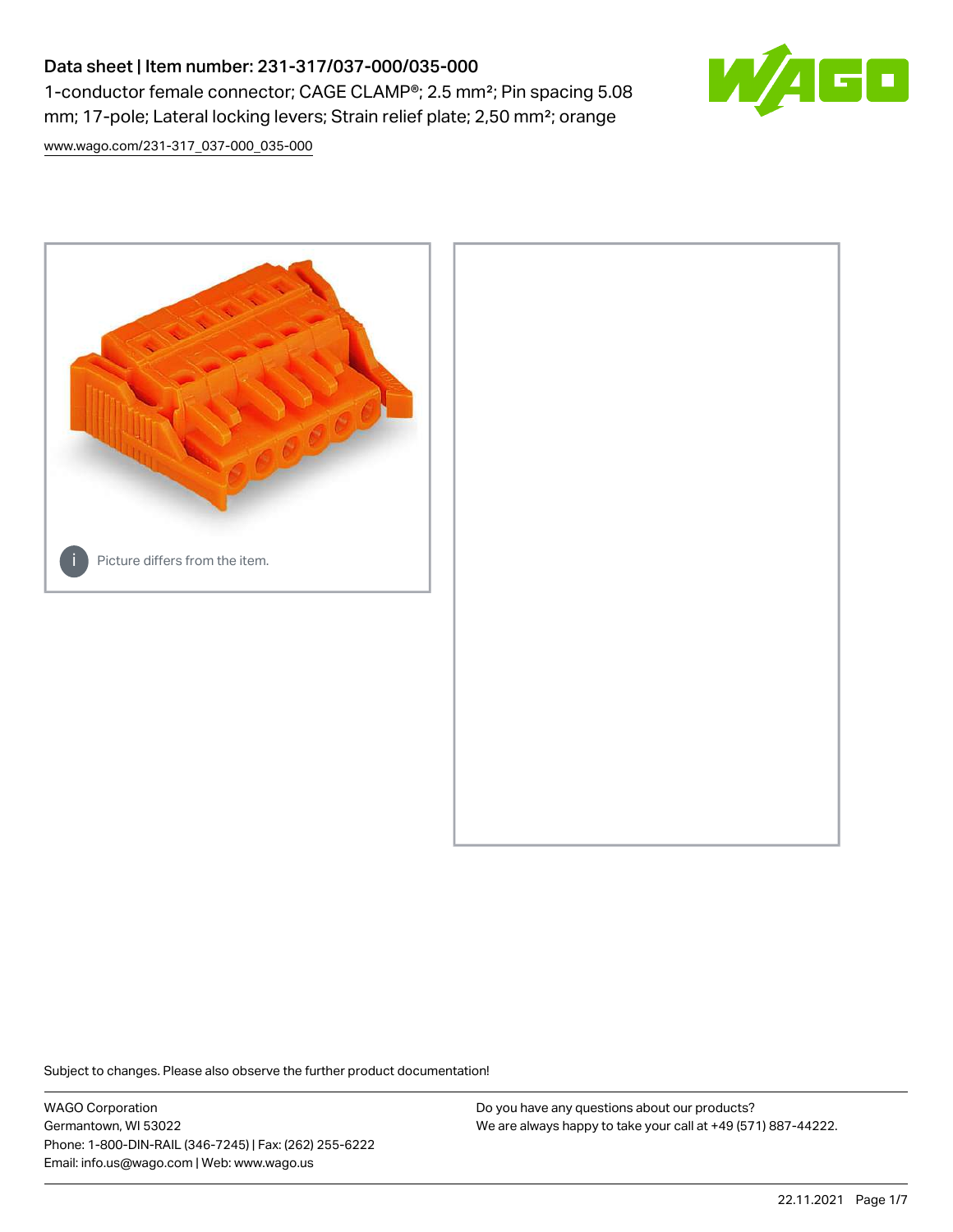# Data sheet | Item number: 231-317/037-000/035-000

1-conductor female connector; CAGE CLAMP®; 2.5 mm²; Pin spacing 5.08 mm; 17-pole; Lateral locking levers; Strain relief plate; 2,50 mm²; orange

www.wago.com/231-317_037-000_035-000

Picture differs from the item.

Subject to changes. Please also observe the further product documentation!

WAGO Corporation
Germantown, WI 53022
Phone: 1-800-DIN-RAIL (346-7245) | Fax: (262) 255-6222
Email: info.us@wago.com | Web: www.wago.us

Do you have any questions about our products?
We are always happy to take your call at +49 (571) 887-44222.

22.11.2021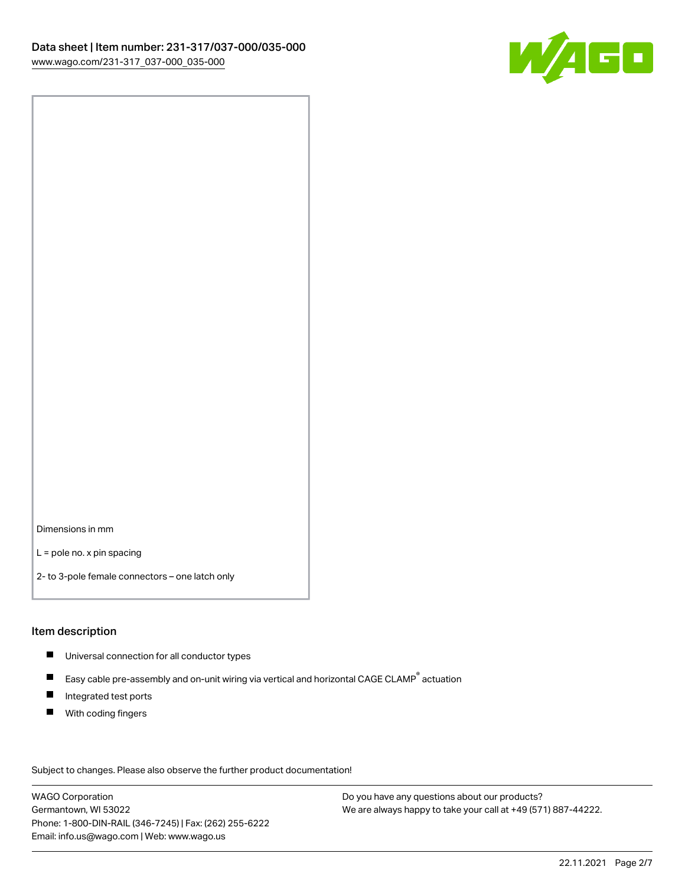Dimensions in mm

L = pole no. x pin spacing

2- to 3-pole female connectors – one latch only

## Item description

- Universal connection for all conductor types
- Easy cable pre-assembly and on-unit wiring via vertical and horizontal CAGE CLAMP® actuation
- Integrated test ports
- With coding fingers

Subject to changes. Please also observe the further product documentation!

WAGO Corporation
Germantown, WI 53022
Phone: 1-800-DIN-RAIL (346-7245) | Fax: (262) 255-6222
Email: info.us@wago.com | Web: www.wago.us

Do you have any questions about our products?
We are always happy to take your call at +49 (571) 887-44222.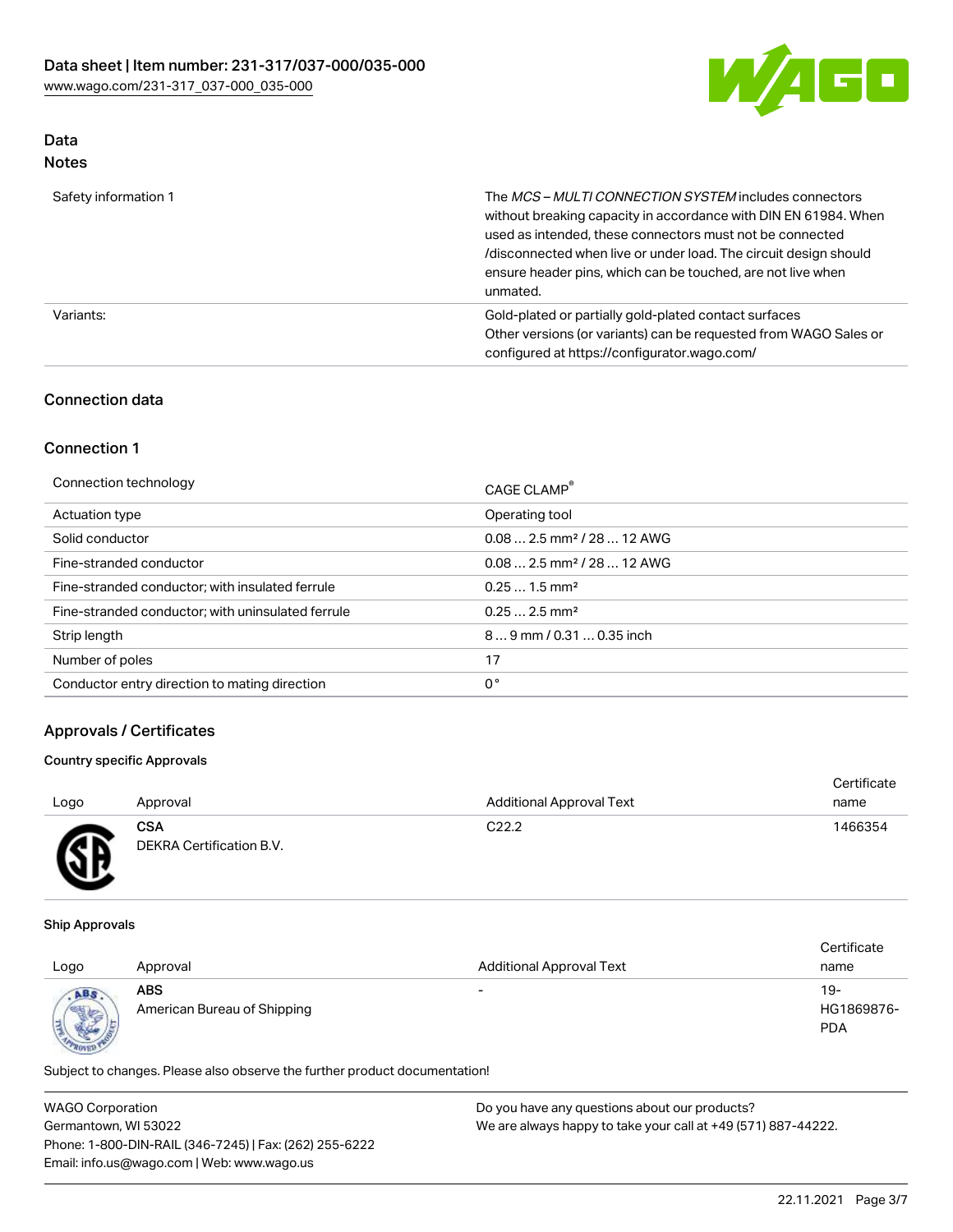## Data
### Notes

| | |
|---|---|
| Safety information 1 | The *MCS – MULTI CONNECTION SYSTEM* includes connectors without breaking capacity in accordance with DIN EN 61984. When used as intended, these connectors must not be connected /disconnected when live or under load. The circuit design should ensure header pins, which can be touched, are not live when unmated. |
| Variants: | Gold-plated or partially gold-plated contact surfaces Other versions (or variants) can be requested from WAGO Sales or configured at https://configurator.wago.com/ |

## Connection data

### Connection 1

| | |
|---|---|
| Connection technology | CAGE CLAMP® |
| Actuation type | Operating tool |
| Solid conductor | 0.08 … 2.5 mm² / 28 … 12 AWG |
| Fine-stranded conductor | 0.08 … 2.5 mm² / 28 … 12 AWG |
| Fine-stranded conductor; with insulated ferrule | 0.25 … 1.5 mm² |
| Fine-stranded conductor; with uninsulated ferrule | 0.25 … 2.5 mm² |
| Strip length | 8 … 9 mm / 0.31 … 0.35 inch |
| Number of poles | 17 |
| Conductor entry direction to mating direction | 0 ° |

## Approvals / Certificates

#### Country specific Approvals

| Logo | Approval | Additional Approval Text | Certificate name |
|---|---|---|---|
| | **CSA** DEKRA Certification B.V. | C22.2 | 1466354 |

#### Ship Approvals

| Logo | Approval | Additional Approval Text | Certificate name |
|---|---|---|---|
| | **ABS** American Bureau of Shipping | - | 19-HG1869876-PDA |

Subject to changes. Please also observe the further product documentation!

WAGO Corporation
Germantown, WI 53022
Phone: 1-800-DIN-RAIL (346-7245) | Fax: (262) 255-6222
Email: info.us@wago.com | Web: www.wago.us

Do you have any questions about our products?
We are always happy to take your call at +49 (571) 887-44222.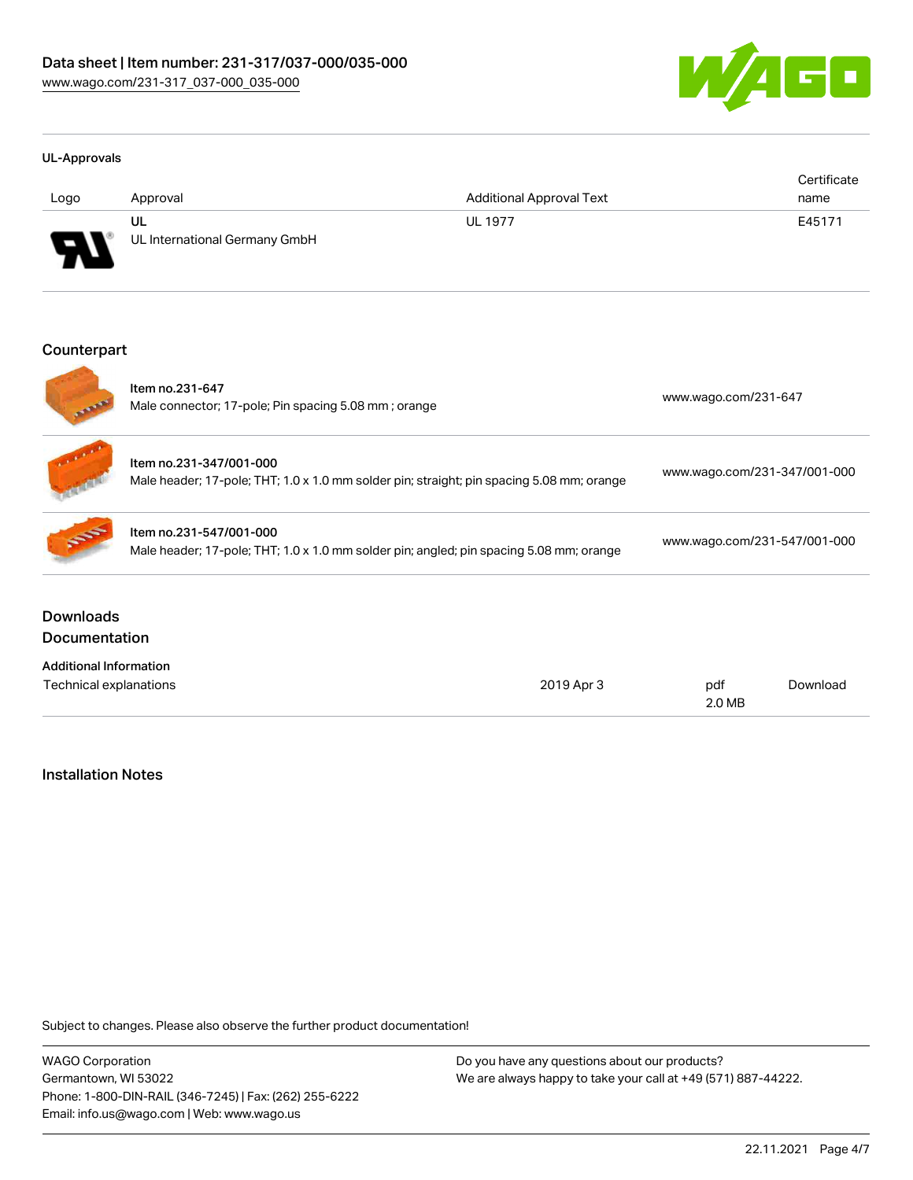### UL-Approvals

| Logo | Approval | Additional Approval Text | Certificate name |
|---|---|---|---|
| | UL<br>UL International Germany GmbH | UL 1977 | E45171 |

## Counterpart

| | | |
|---|---|---|
| | Item no.231-647<br>Male connector; 17-pole; Pin spacing 5.08 mm ; orange | www.wago.com/231-647 |
| | Item no.231-347/001-000<br>Male header; 17-pole; THT; 1.0 x 1.0 mm solder pin; straight; pin spacing 5.08 mm; orange | www.wago.com/231-347/001-000 |
| | Item no.231-547/001-000<br>Male header; 17-pole; THT; 1.0 x 1.0 mm solder pin; angled; pin spacing 5.08 mm; orange | www.wago.com/231-547/001-000 |

## Downloads
## Documentation

### Additional Information

| | | | |
|---|---|---|---|
| Technical explanations | 2019 Apr 3 | pdf<br>2.0 MB | Download |

## Installation Notes

Subject to changes. Please also observe the further product documentation!

WAGO Corporation
Germantown, WI 53022
Phone: 1-800-DIN-RAIL (346-7245) | Fax: (262) 255-6222
Email: info.us@wago.com | Web: www.wago.us

Do you have any questions about our products?
We are always happy to take your call at +49 (571) 887-44222.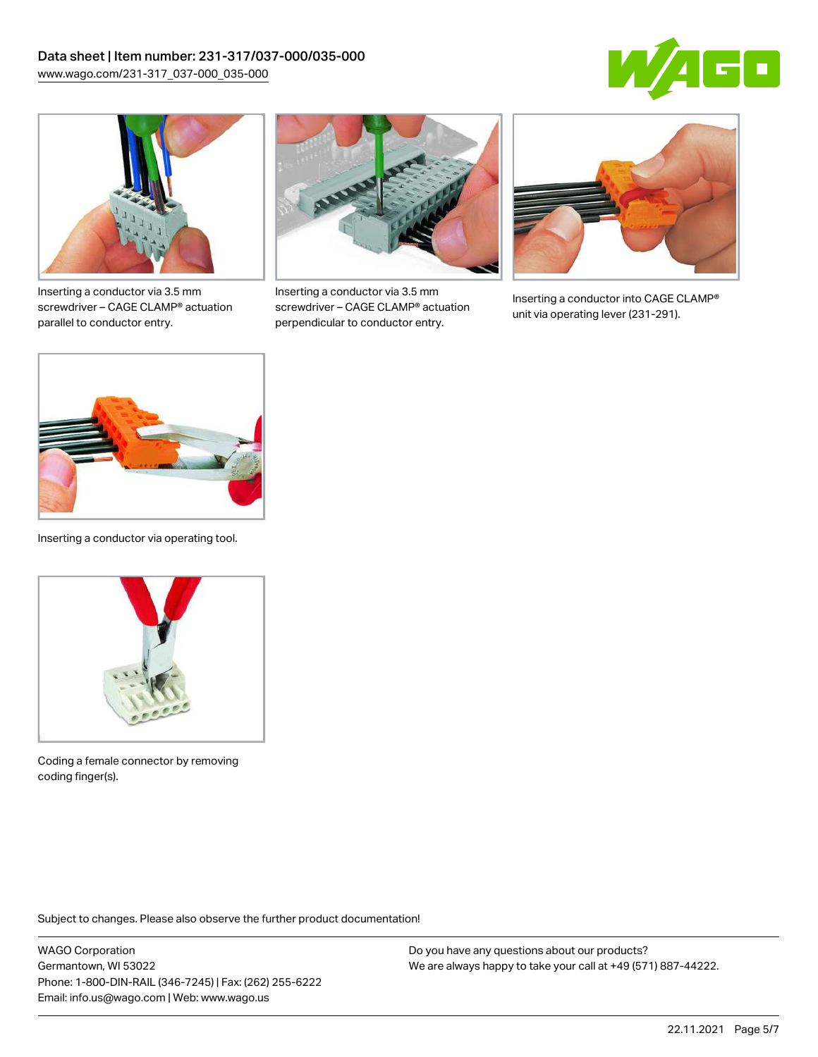Inserting a conductor via 3.5 mm screwdriver – CAGE CLAMP® actuation parallel to conductor entry.

Inserting a conductor via 3.5 mm screwdriver – CAGE CLAMP® actuation perpendicular to conductor entry.

Inserting a conductor into CAGE CLAMP® unit via operating lever (231-291).

Inserting a conductor via operating tool.

Coding a female connector by removing coding finger(s).

Subject to changes. Please also observe the further product documentation!

WAGO Corporation
Germantown, WI 53022
Phone: 1-800-DIN-RAIL (346-7245) | Fax: (262) 255-6222
Email: info.us@wago.com | Web: www.wago.us

Do you have any questions about our products?
We are always happy to take your call at +49 (571) 887-44222.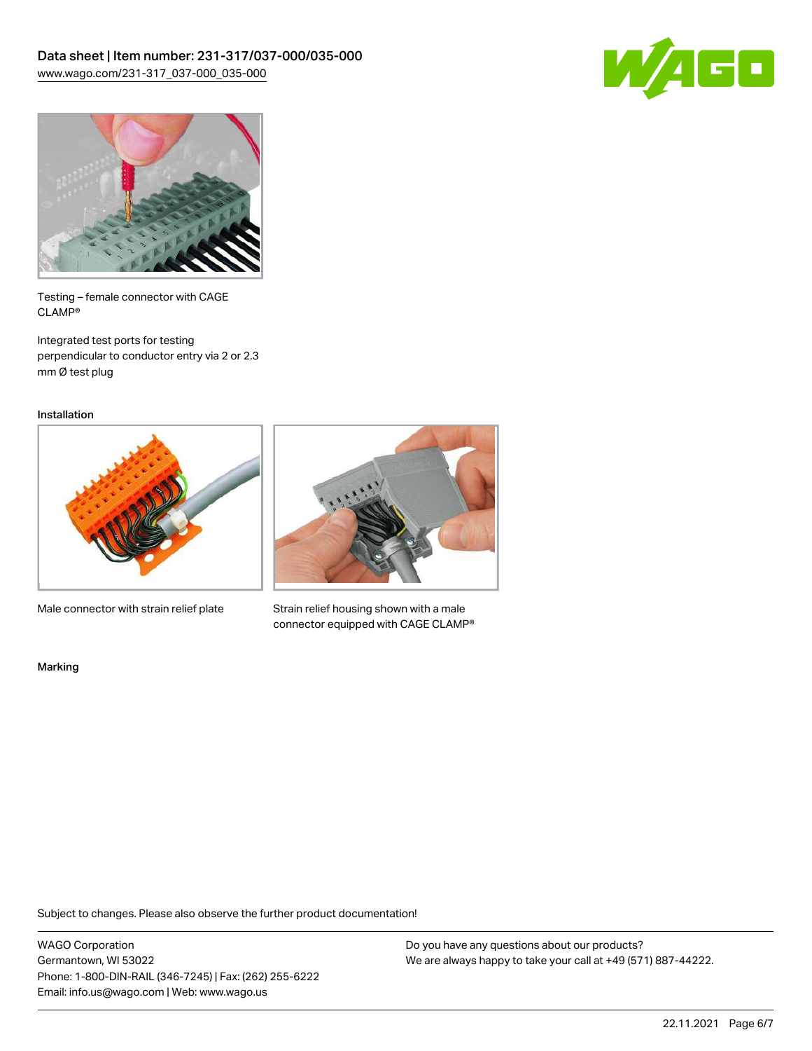Testing – female connector with CAGE CLAMP®

Integrated test ports for testing perpendicular to conductor entry via 2 or 2.3 mm Ø test plug

Installation

Male connector with strain relief plate

Strain relief housing shown with a male connector equipped with CAGE CLAMP®

Marking

Subject to changes. Please also observe the further product documentation!

WAGO Corporation
Germantown, WI 53022
Phone: 1-800-DIN-RAIL (346-7245) | Fax: (262) 255-6222
Email: info.us@wago.com | Web: www.wago.us

Do you have any questions about our products?
We are always happy to take your call at +49 (571) 887-44222.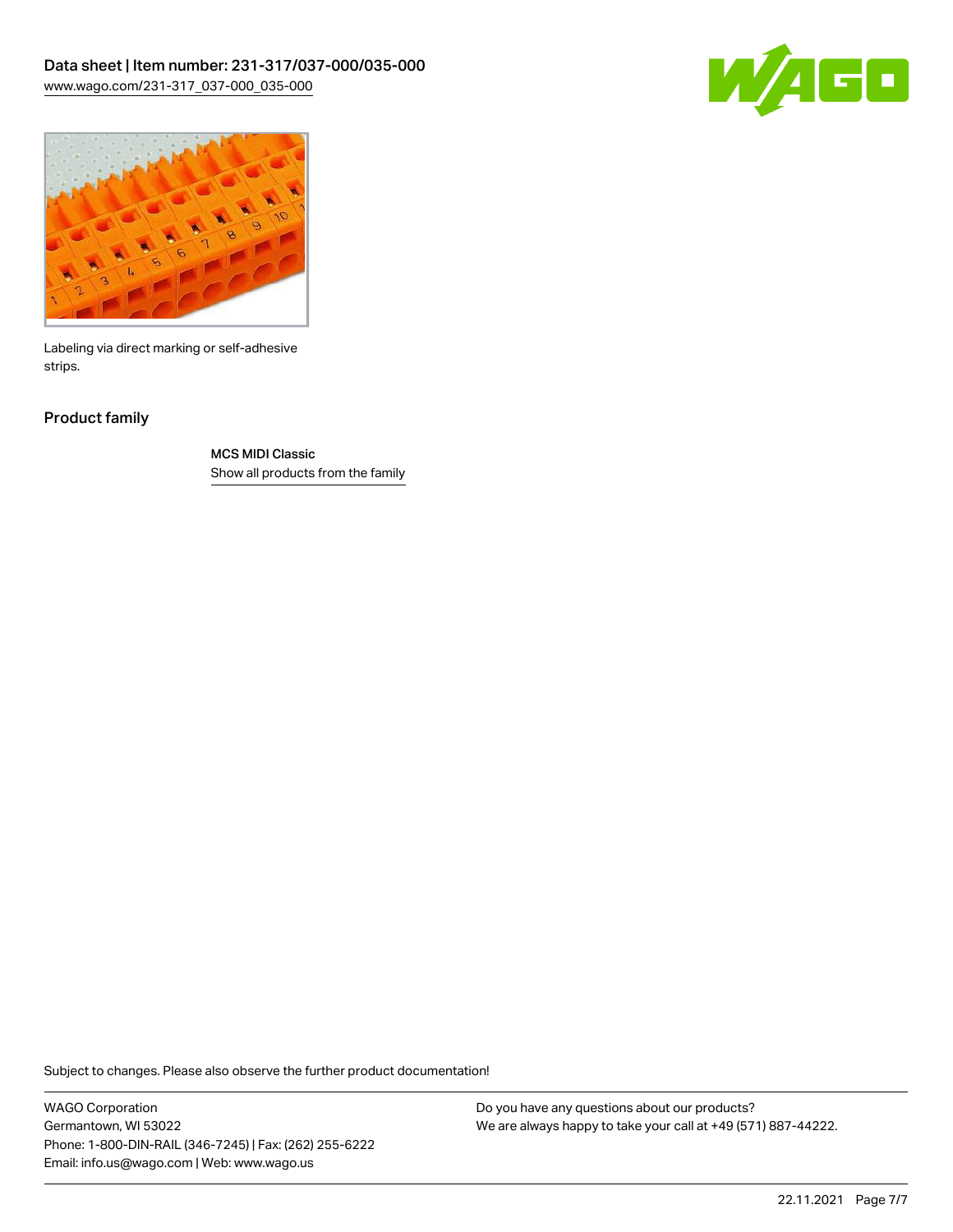Labeling via direct marking or self-adhesive strips.

## Product family

**MCS MIDI Classic**

Show all products from the family

Subject to changes. Please also observe the further product documentation!

WAGO Corporation
Germantown, WI 53022
Phone: 1-800-DIN-RAIL (346-7245) | Fax: (262) 255-6222
Email: info.us@wago.com | Web: www.wago.us

Do you have any questions about our products?
We are always happy to take your call at +49 (571) 887-44222.